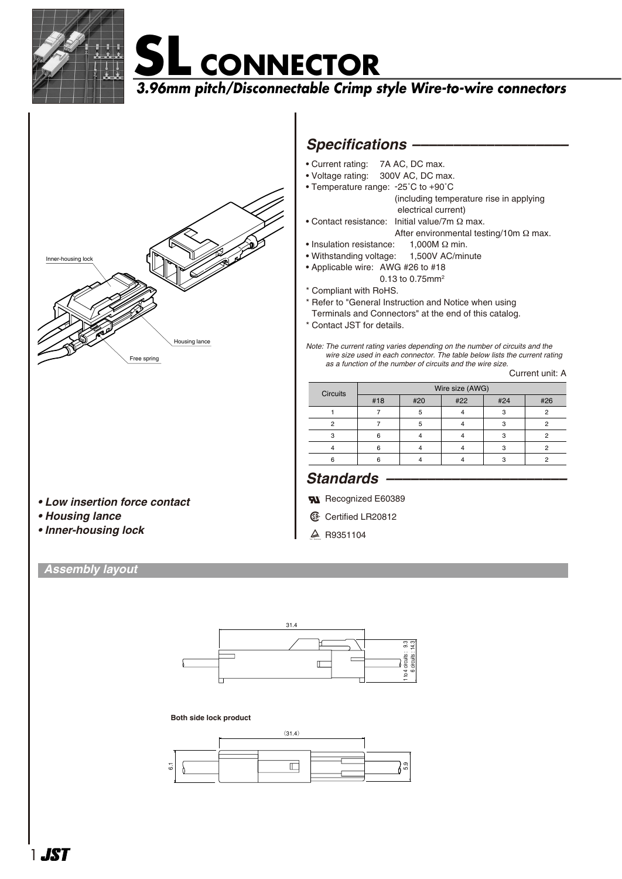# SL CONNECTOR

*3.96mm pitch/Disconnectable Crimp style Wire-to-wire connectors*

Inner-housing lock

Housing lance

Free spring

- ***Low insertion force contact***
- ***Housing lance***
- ***Inner-housing lock***

## *Specifications*

- Current rating: 7A AC, DC max.
- Voltage rating: 300V AC, DC max.
- Temperature range: -25˚C to +90˚C (including temperature rise in applying electrical current)
- Contact resistance: Initial value/7m Ω max.
  After environmental testing/10m Ω max.
- Insulation resistance: 1,000M Ω min.
- Withstanding voltage: 1,500V AC/minute
- Applicable wire: AWG #26 to #18
  0.13 to 0.75mm²

\* Compliant with RoHS.
\* Refer to "General Instruction and Notice when using Terminals and Connectors" at the end of this catalog.
\* Contact JST for details.

*Note: The current rating varies depending on the number of circuits and the wire size used in each connector. The table below lists the current rating as a function of the number of circuits and the wire size.*

Current unit: A

| Circuits | Wire size (AWG) | | | | |
|---|---|---|---|---|---|
| | #18 | #20 | #22 | #24 | #26 |
| 1 | 7 | 5 | 4 | 3 | 2 |
| 2 | 7 | 5 | 4 | 3 | 2 |
| 3 | 6 | 4 | 4 | 3 | 2 |
| 4 | 6 | 4 | 4 | 3 | 2 |
| 6 | 6 | 4 | 4 | 3 | 2 |

## *Standards*

UL Recognized E60389

CSA Certified LR20812

TÜV R9351104

## Assembly layout

31.4

1 to 4 circuits : 9.3
6 circuits : 14.3

**Both side lock product**

(31.4)

6.1

5.9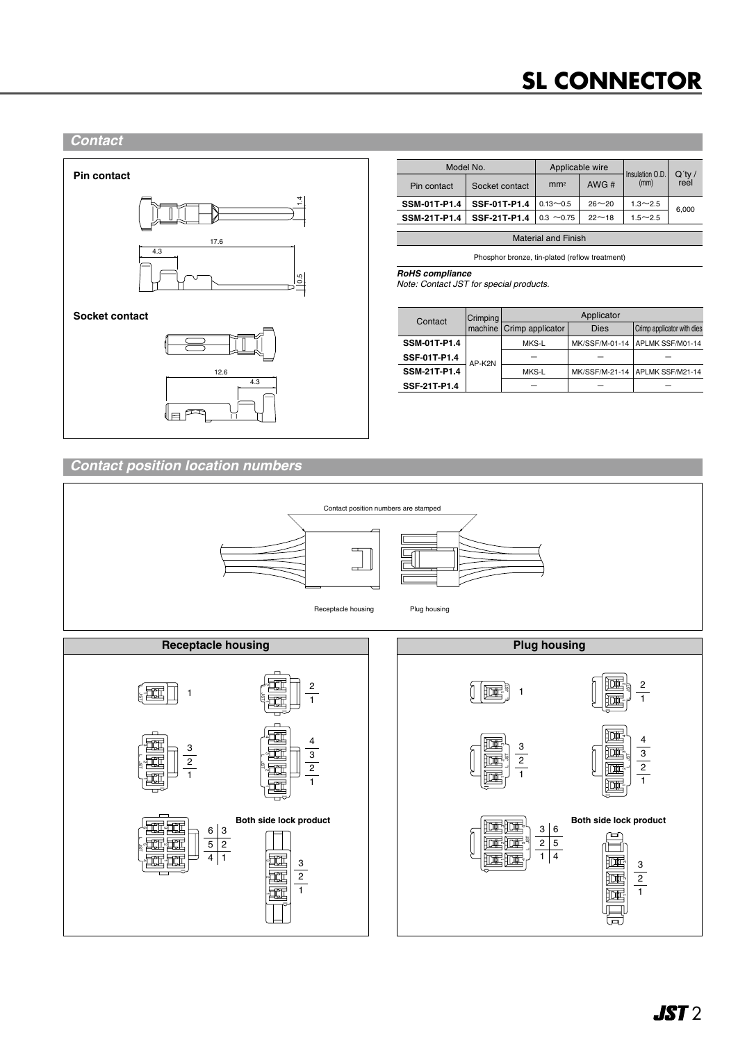# SL CONNECTOR

## Contact

**Pin contact**

17.6

4.3

1.4

0.5

**Socket contact**

12.6

4.3

| Model No. | | Applicable wire | | Insulation O.D. (mm) | Q'ty / reel |
|---|---|---|---|---|---|
| Pin contact | Socket contact | mm² | AWG # | | |
| **SSM-01T-P1.4** | **SSF-01T-P1.4** | 0.13～0.5 | 26～20 | 1.3～2.5 | 6,000 |
| **SSM-21T-P1.4** | **SSF-21T-P1.4** | 0.3 ～0.75 | 22～18 | 1.5～2.5 | |

| Material and Finish |
|---|
| Phosphor bronze, tin-plated (reflow treatment) |

***RoHS compliance***
*Note: Contact JST for special products.*

| Contact | Crimping machine | Applicator | | |
|---|---|---|---|---|
| | | Crimp applicator | Dies | Crimp applicator with dies |
| **SSM-01T-P1.4** | AP-K2N | MKS-L | MK/SSF/M-01-14 | APLMK SSF/M01-14 |
| **SSF-01T-P1.4** | | — | — | — |
| **SSM-21T-P1.4** | | MKS-L | MK/SSF/M-21-14 | APLMK SSF/M21-14 |
| **SSF-21T-P1.4** | | — | — | — |

## Contact position location numbers

Contact position numbers are stamped

Receptacle housing

Plug housing

### Receptacle housing

1

2 / 1

3 / 2 / 1

4 / 3 / 2 / 1

6 3 / 5 2 / 4 1

**Both side lock product**

3 / 2 / 1

### Plug housing

1

2 / 1

3 / 2 / 1

4 / 3 / 2 / 1

3 6 / 2 5 / 1 4

**Both side lock product**

3 / 2 / 1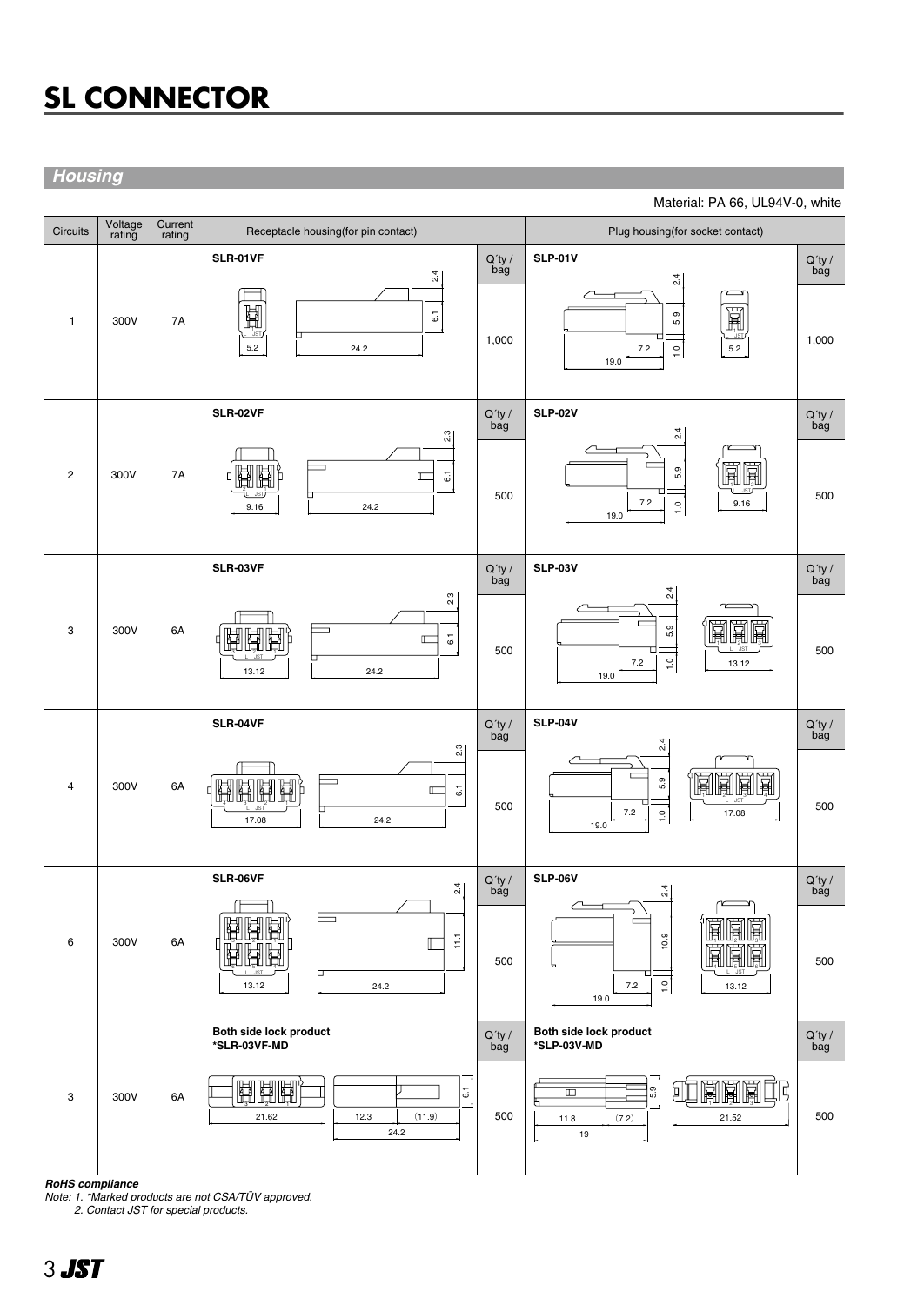# SL CONNECTOR

## Housing

Material: PA 66, UL94V-0, white

| Circuits | Voltage rating | Current rating | Receptacle housing(for pin contact) | Q'ty / bag | Plug housing(for socket contact) | Q'ty / bag |
|---|---|---|---|---|---|---|
| 1 | 300V | 7A | SLR-01VF | 1,000 | SLP-01V | 1,000 |
| 2 | 300V | 7A | SLR-02VF | 500 | SLP-02V | 500 |
| 3 | 300V | 6A | SLR-03VF | 500 | SLP-03V | 500 |
| 4 | 300V | 6A | SLR-04VF | 500 | SLP-04V | 500 |
| 6 | 300V | 6A | SLR-06VF | 500 | SLP-06V | 500 |
| 3 | 300V | 6A | Both side lock product *SLR-03VF-MD | 500 | Both side lock product *SLP-03V-MD | 500 |

SLR-01VF: 2.4, 6.1, 5.2, 24.2

SLP-01V: 2.4, 5.9, 7.2, 1.0, 19.0, 5.2

SLR-02VF: 2.3, 6.1, 9.16, 24.2

SLP-02V: 2.4, 5.9, 7.2, 1.0, 19.0, 9.16

SLR-03VF: 2.3, 6.1, 13.12, 24.2

SLP-03V: 2.4, 5.9, 7.2, 1.0, 19.0, 13.12

SLR-04VF: 2.3, 6.1, 17.08, 24.2

SLP-04V: 2.4, 5.9, 7.2, 1.0, 19.0, 17.08

SLR-06VF: 2.4, 11.1, 13.12, 24.2

SLP-06V: 2.4, 10.9, 7.2, 1.0, 19.0, 13.12

*SLR-03VF-MD: 6.1, 21.62, 12.3, (11.9), 24.2

*SLP-03V-MD: 5.9, 11.8, (7.2), 19, 21.52

***RoHS compliance***

*Note: 1. \*Marked products are not CSA/TÜV approved.*

*2. Contact JST for special products.*